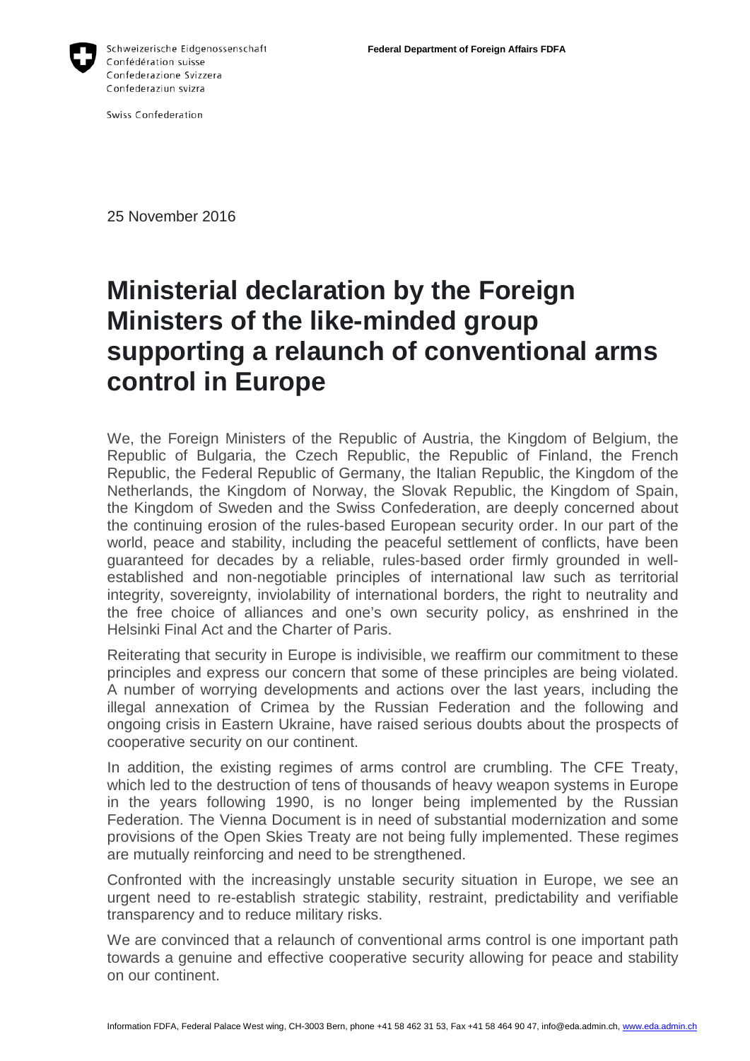Schweizerische Eidgenossenschaft
Confédération suisse
Confederazione Svizzera
Confederaziun svizra

Swiss Confederation

**Federal Department of Foreign Affairs FDFA**

25 November 2016

# Ministerial declaration by the Foreign Ministers of the like-minded group supporting a relaunch of conventional arms control in Europe

We, the Foreign Ministers of the Republic of Austria, the Kingdom of Belgium, the Republic of Bulgaria, the Czech Republic, the Republic of Finland, the French Republic, the Federal Republic of Germany, the Italian Republic, the Kingdom of the Netherlands, the Kingdom of Norway, the Slovak Republic, the Kingdom of Spain, the Kingdom of Sweden and the Swiss Confederation, are deeply concerned about the continuing erosion of the rules-based European security order. In our part of the world, peace and stability, including the peaceful settlement of conflicts, have been guaranteed for decades by a reliable, rules-based order firmly grounded in well-established and non-negotiable principles of international law such as territorial integrity, sovereignty, inviolability of international borders, the right to neutrality and the free choice of alliances and one's own security policy, as enshrined in the Helsinki Final Act and the Charter of Paris.

Reiterating that security in Europe is indivisible, we reaffirm our commitment to these principles and express our concern that some of these principles are being violated. A number of worrying developments and actions over the last years, including the illegal annexation of Crimea by the Russian Federation and the following and ongoing crisis in Eastern Ukraine, have raised serious doubts about the prospects of cooperative security on our continent.

In addition, the existing regimes of arms control are crumbling. The CFE Treaty, which led to the destruction of tens of thousands of heavy weapon systems in Europe in the years following 1990, is no longer being implemented by the Russian Federation. The Vienna Document is in need of substantial modernization and some provisions of the Open Skies Treaty are not being fully implemented. These regimes are mutually reinforcing and need to be strengthened.

Confronted with the increasingly unstable security situation in Europe, we see an urgent need to re-establish strategic stability, restraint, predictability and verifiable transparency and to reduce military risks.

We are convinced that a relaunch of conventional arms control is one important path towards a genuine and effective cooperative security allowing for peace and stability on our continent.

Information FDFA, Federal Palace West wing, CH-3003 Bern, phone +41 58 462 31 53, Fax +41 58 464 90 47, info@eda.admin.ch, www.eda.admin.ch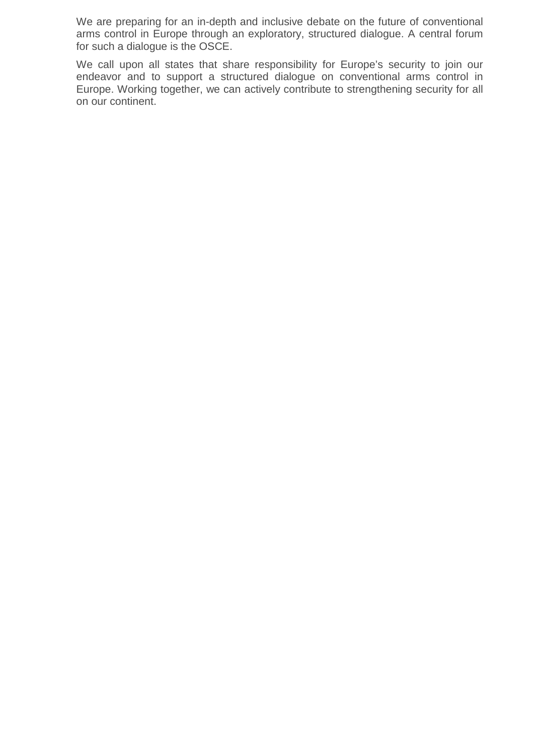We are preparing for an in-depth and inclusive debate on the future of conventional arms control in Europe through an exploratory, structured dialogue. A central forum for such a dialogue is the OSCE.

We call upon all states that share responsibility for Europe's security to join our endeavor and to support a structured dialogue on conventional arms control in Europe. Working together, we can actively contribute to strengthening security for all on our continent.